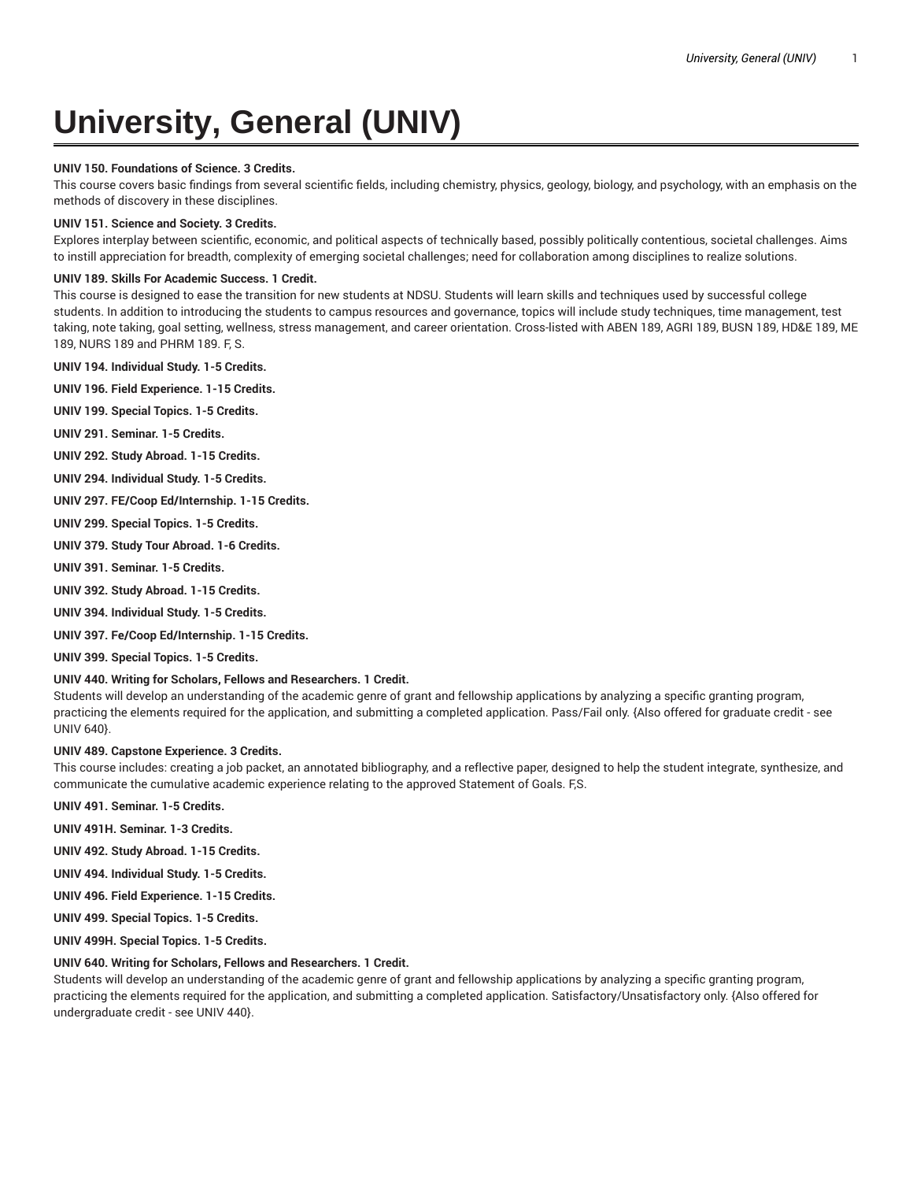# University, General (UNIV)

**UNIV 150. Foundations of Science. 3 Credits.**
This course covers basic findings from several scientific fields, including chemistry, physics, geology, biology, and psychology, with an emphasis on the methods of discovery in these disciplines.

**UNIV 151. Science and Society. 3 Credits.**
Explores interplay between scientific, economic, and political aspects of technically based, possibly politically contentious, societal challenges. Aims to instill appreciation for breadth, complexity of emerging societal challenges; need for collaboration among disciplines to realize solutions.

**UNIV 189. Skills For Academic Success. 1 Credit.**
This course is designed to ease the transition for new students at NDSU. Students will learn skills and techniques used by successful college students. In addition to introducing the students to campus resources and governance, topics will include study techniques, time management, test taking, note taking, goal setting, wellness, stress management, and career orientation. Cross-listed with ABEN 189, AGRI 189, BUSN 189, HD&E 189, ME 189, NURS 189 and PHRM 189. F, S.

**UNIV 194. Individual Study. 1-5 Credits.**

**UNIV 196. Field Experience. 1-15 Credits.**

**UNIV 199. Special Topics. 1-5 Credits.**

**UNIV 291. Seminar. 1-5 Credits.**

**UNIV 292. Study Abroad. 1-15 Credits.**

**UNIV 294. Individual Study. 1-5 Credits.**

**UNIV 297. FE/Coop Ed/Internship. 1-15 Credits.**

**UNIV 299. Special Topics. 1-5 Credits.**

**UNIV 379. Study Tour Abroad. 1-6 Credits.**

**UNIV 391. Seminar. 1-5 Credits.**

**UNIV 392. Study Abroad. 1-15 Credits.**

**UNIV 394. Individual Study. 1-5 Credits.**

**UNIV 397. Fe/Coop Ed/Internship. 1-15 Credits.**

**UNIV 399. Special Topics. 1-5 Credits.**

**UNIV 440. Writing for Scholars, Fellows and Researchers. 1 Credit.**
Students will develop an understanding of the academic genre of grant and fellowship applications by analyzing a specific granting program, practicing the elements required for the application, and submitting a completed application. Pass/Fail only. {Also offered for graduate credit - see UNIV 640}.

**UNIV 489. Capstone Experience. 3 Credits.**
This course includes: creating a job packet, an annotated bibliography, and a reflective paper, designed to help the student integrate, synthesize, and communicate the cumulative academic experience relating to the approved Statement of Goals. F,S.

**UNIV 491. Seminar. 1-5 Credits.**

**UNIV 491H. Seminar. 1-3 Credits.**

**UNIV 492. Study Abroad. 1-15 Credits.**

**UNIV 494. Individual Study. 1-5 Credits.**

**UNIV 496. Field Experience. 1-15 Credits.**

**UNIV 499. Special Topics. 1-5 Credits.**

**UNIV 499H. Special Topics. 1-5 Credits.**

**UNIV 640. Writing for Scholars, Fellows and Researchers. 1 Credit.**
Students will develop an understanding of the academic genre of grant and fellowship applications by analyzing a specific granting program, practicing the elements required for the application, and submitting a completed application. Satisfactory/Unsatisfactory only. {Also offered for undergraduate credit - see UNIV 440}.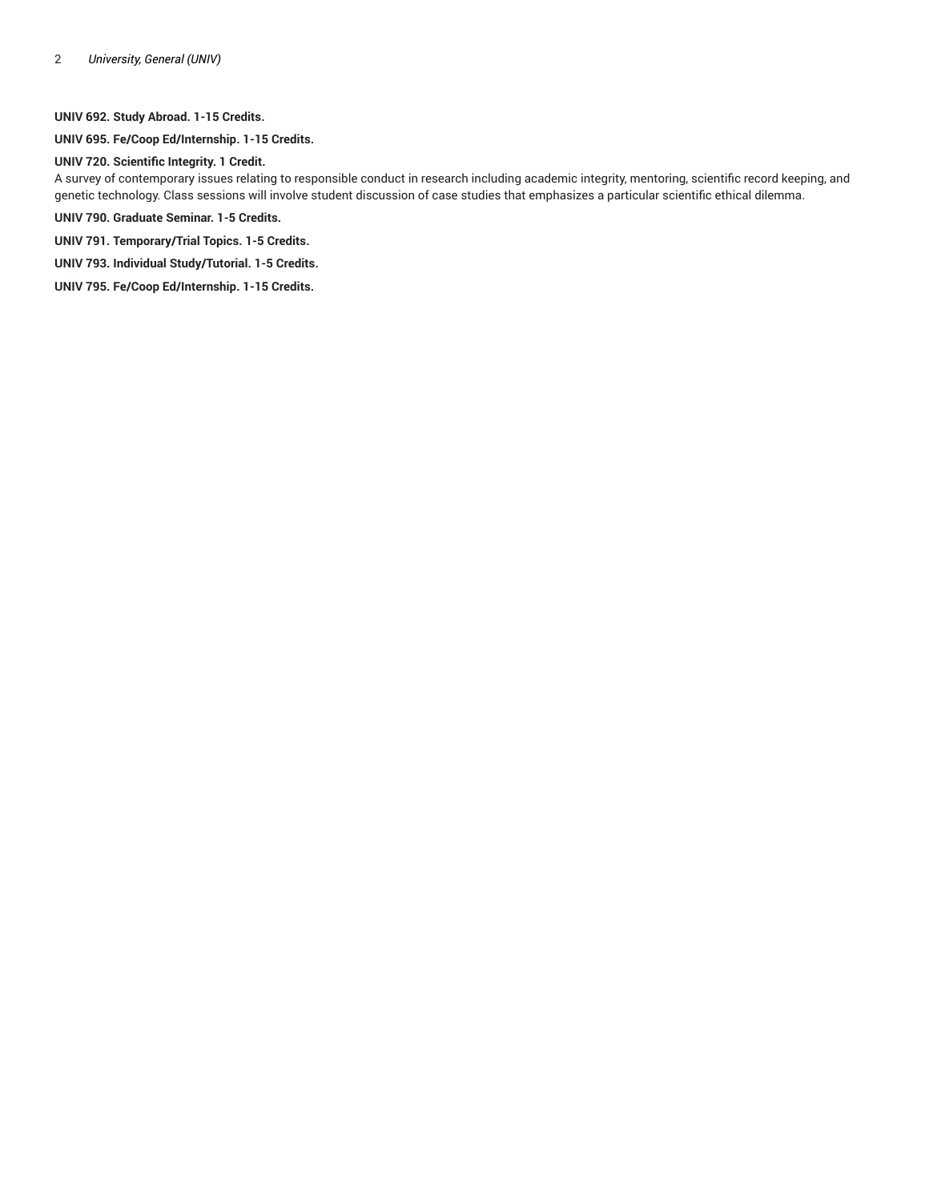**UNIV 692. Study Abroad. 1-15 Credits.**

**UNIV 695. Fe/Coop Ed/Internship. 1-15 Credits.**

**UNIV 720. Scientific Integrity. 1 Credit.**
A survey of contemporary issues relating to responsible conduct in research including academic integrity, mentoring, scientific record keeping, and genetic technology. Class sessions will involve student discussion of case studies that emphasizes a particular scientific ethical dilemma.

**UNIV 790. Graduate Seminar. 1-5 Credits.**

**UNIV 791. Temporary/Trial Topics. 1-5 Credits.**

**UNIV 793. Individual Study/Tutorial. 1-5 Credits.**

**UNIV 795. Fe/Coop Ed/Internship. 1-15 Credits.**